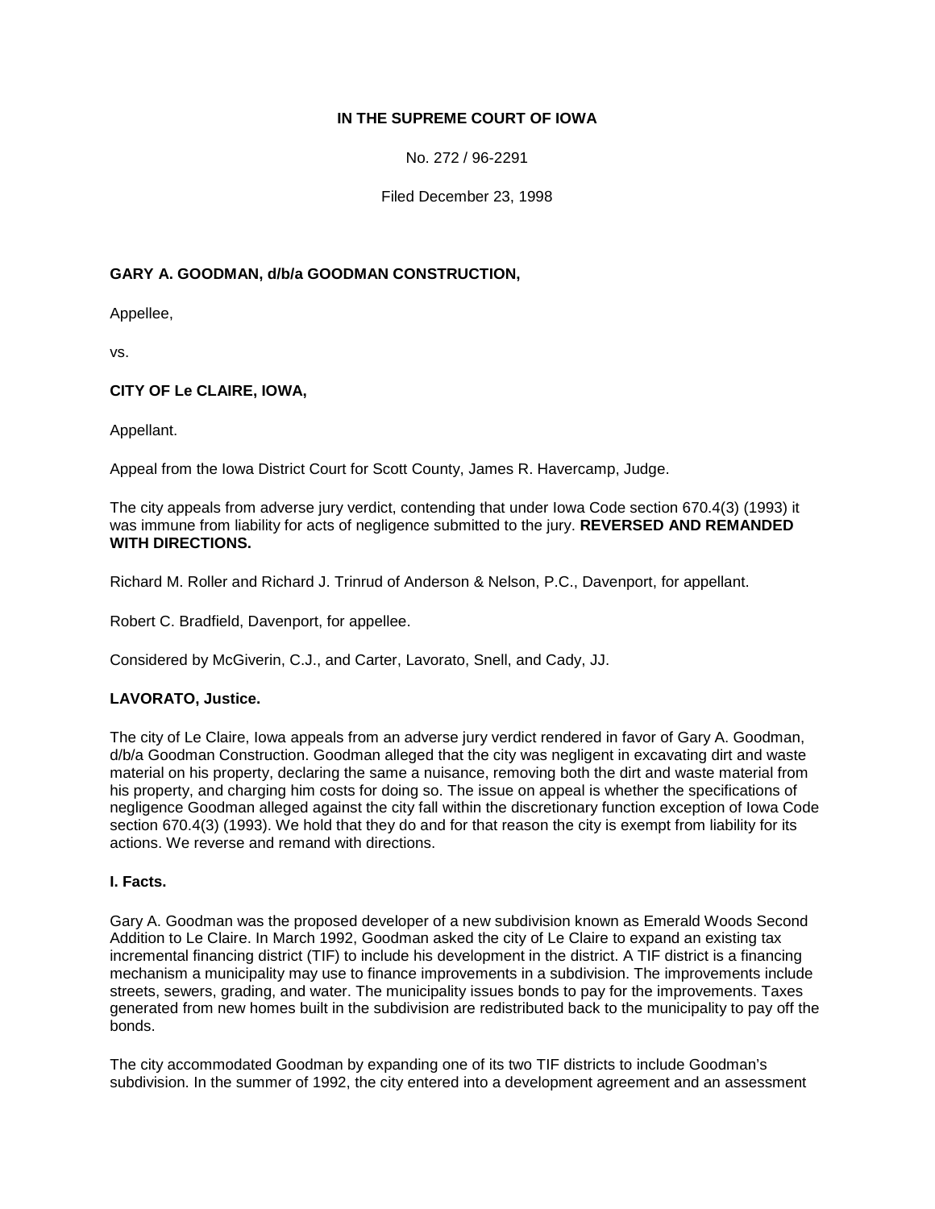**IN THE SUPREME COURT OF IOWA**

No. 272 / 96-2291

Filed December 23, 1998

**GARY A. GOODMAN, d/b/a GOODMAN CONSTRUCTION,**

Appellee,

vs.

**CITY OF Le CLAIRE, IOWA,**

Appellant.

Appeal from the Iowa District Court for Scott County, James R. Havercamp, Judge.

The city appeals from adverse jury verdict, contending that under Iowa Code section 670.4(3) (1993) it was immune from liability for acts of negligence submitted to the jury. **REVERSED AND REMANDED WITH DIRECTIONS.**

Richard M. Roller and Richard J. Trinrud of Anderson & Nelson, P.C., Davenport, for appellant.

Robert C. Bradfield, Davenport, for appellee.

Considered by McGiverin, C.J., and Carter, Lavorato, Snell, and Cady, JJ.

**LAVORATO, Justice.**

The city of Le Claire, Iowa appeals from an adverse jury verdict rendered in favor of Gary A. Goodman, d/b/a Goodman Construction. Goodman alleged that the city was negligent in excavating dirt and waste material on his property, declaring the same a nuisance, removing both the dirt and waste material from his property, and charging him costs for doing so. The issue on appeal is whether the specifications of negligence Goodman alleged against the city fall within the discretionary function exception of Iowa Code section 670.4(3) (1993). We hold that they do and for that reason the city is exempt from liability for its actions. We reverse and remand with directions.

**I. Facts.**

Gary A. Goodman was the proposed developer of a new subdivision known as Emerald Woods Second Addition to Le Claire. In March 1992, Goodman asked the city of Le Claire to expand an existing tax incremental financing district (TIF) to include his development in the district. A TIF district is a financing mechanism a municipality may use to finance improvements in a subdivision. The improvements include streets, sewers, grading, and water. The municipality issues bonds to pay for the improvements. Taxes generated from new homes built in the subdivision are redistributed back to the municipality to pay off the bonds.

The city accommodated Goodman by expanding one of its two TIF districts to include Goodman's subdivision. In the summer of 1992, the city entered into a development agreement and an assessment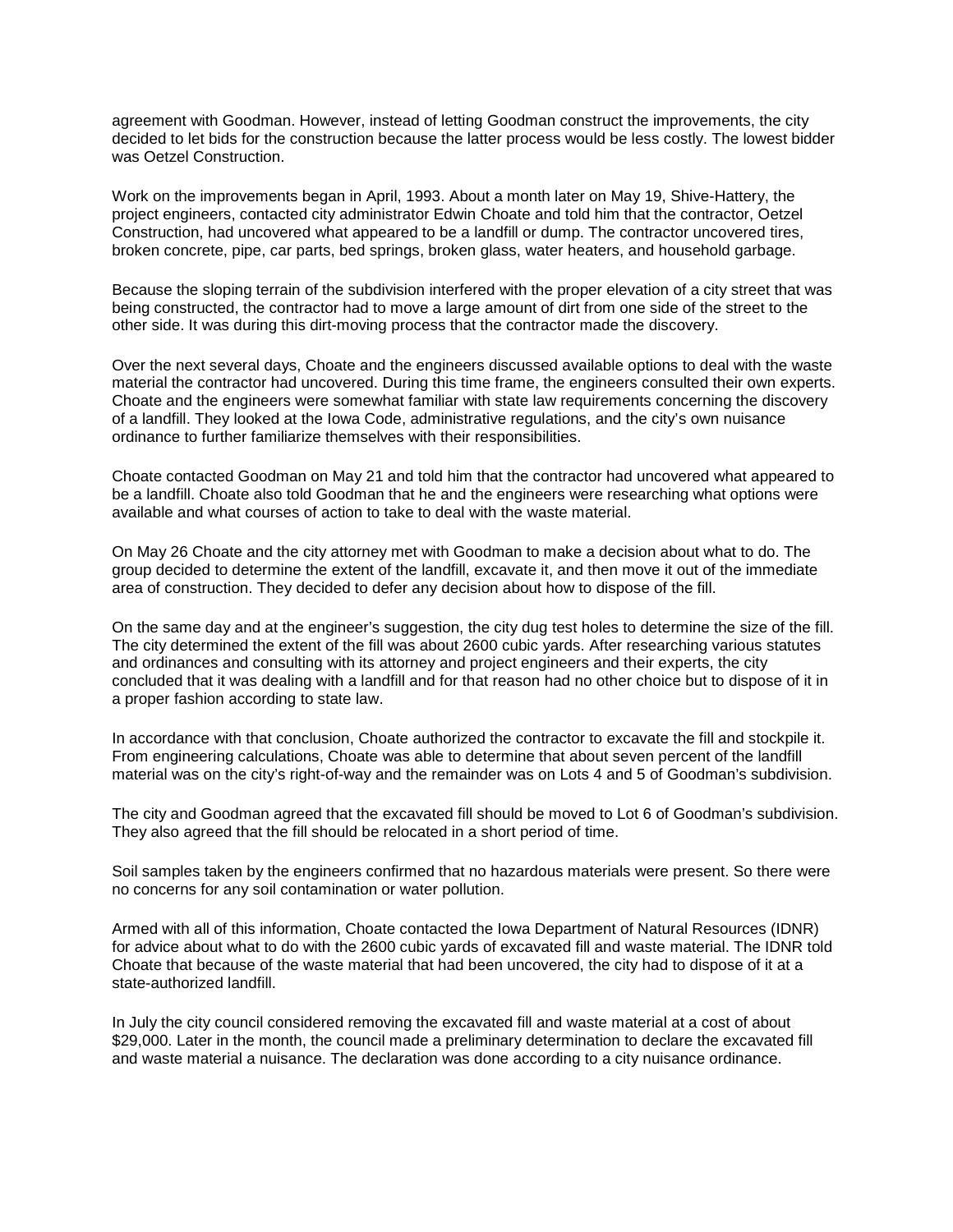agreement with Goodman. However, instead of letting Goodman construct the improvements, the city decided to let bids for the construction because the latter process would be less costly. The lowest bidder was Oetzel Construction.

Work on the improvements began in April, 1993. About a month later on May 19, Shive-Hattery, the project engineers, contacted city administrator Edwin Choate and told him that the contractor, Oetzel Construction, had uncovered what appeared to be a landfill or dump. The contractor uncovered tires, broken concrete, pipe, car parts, bed springs, broken glass, water heaters, and household garbage.

Because the sloping terrain of the subdivision interfered with the proper elevation of a city street that was being constructed, the contractor had to move a large amount of dirt from one side of the street to the other side. It was during this dirt-moving process that the contractor made the discovery.

Over the next several days, Choate and the engineers discussed available options to deal with the waste material the contractor had uncovered. During this time frame, the engineers consulted their own experts. Choate and the engineers were somewhat familiar with state law requirements concerning the discovery of a landfill. They looked at the Iowa Code, administrative regulations, and the city's own nuisance ordinance to further familiarize themselves with their responsibilities.

Choate contacted Goodman on May 21 and told him that the contractor had uncovered what appeared to be a landfill. Choate also told Goodman that he and the engineers were researching what options were available and what courses of action to take to deal with the waste material.

On May 26 Choate and the city attorney met with Goodman to make a decision about what to do. The group decided to determine the extent of the landfill, excavate it, and then move it out of the immediate area of construction. They decided to defer any decision about how to dispose of the fill.

On the same day and at the engineer's suggestion, the city dug test holes to determine the size of the fill. The city determined the extent of the fill was about 2600 cubic yards. After researching various statutes and ordinances and consulting with its attorney and project engineers and their experts, the city concluded that it was dealing with a landfill and for that reason had no other choice but to dispose of it in a proper fashion according to state law.

In accordance with that conclusion, Choate authorized the contractor to excavate the fill and stockpile it. From engineering calculations, Choate was able to determine that about seven percent of the landfill material was on the city's right-of-way and the remainder was on Lots 4 and 5 of Goodman's subdivision.

The city and Goodman agreed that the excavated fill should be moved to Lot 6 of Goodman's subdivision. They also agreed that the fill should be relocated in a short period of time.

Soil samples taken by the engineers confirmed that no hazardous materials were present. So there were no concerns for any soil contamination or water pollution.

Armed with all of this information, Choate contacted the Iowa Department of Natural Resources (IDNR) for advice about what to do with the 2600 cubic yards of excavated fill and waste material. The IDNR told Choate that because of the waste material that had been uncovered, the city had to dispose of it at a state-authorized landfill.

In July the city council considered removing the excavated fill and waste material at a cost of about $29,000. Later in the month, the council made a preliminary determination to declare the excavated fill and waste material a nuisance. The declaration was done according to a city nuisance ordinance.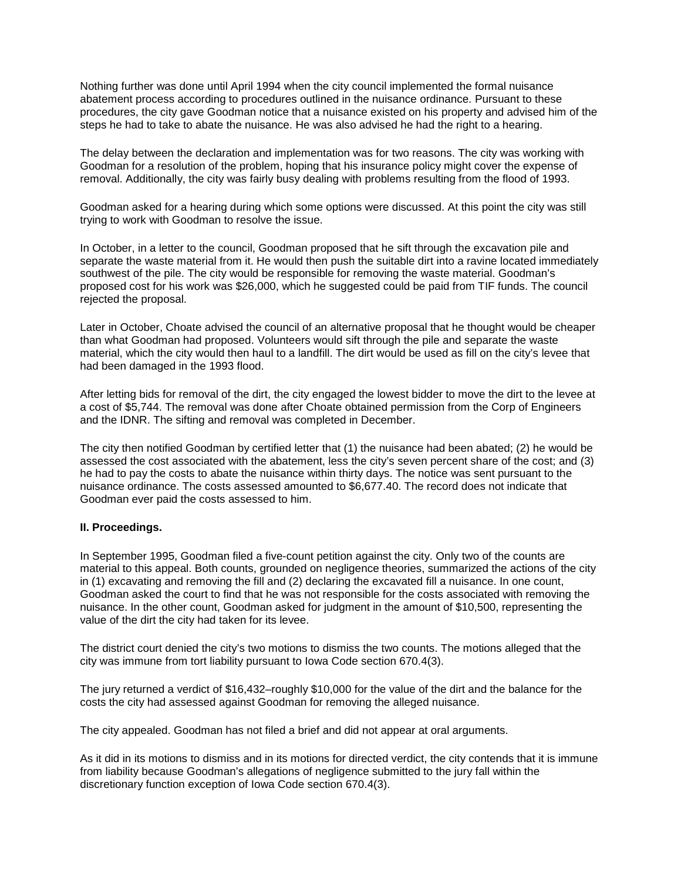Nothing further was done until April 1994 when the city council implemented the formal nuisance abatement process according to procedures outlined in the nuisance ordinance. Pursuant to these procedures, the city gave Goodman notice that a nuisance existed on his property and advised him of the steps he had to take to abate the nuisance. He was also advised he had the right to a hearing.

The delay between the declaration and implementation was for two reasons. The city was working with Goodman for a resolution of the problem, hoping that his insurance policy might cover the expense of removal. Additionally, the city was fairly busy dealing with problems resulting from the flood of 1993.

Goodman asked for a hearing during which some options were discussed. At this point the city was still trying to work with Goodman to resolve the issue.

In October, in a letter to the council, Goodman proposed that he sift through the excavation pile and separate the waste material from it. He would then push the suitable dirt into a ravine located immediately southwest of the pile. The city would be responsible for removing the waste material. Goodman's proposed cost for his work was $26,000, which he suggested could be paid from TIF funds. The council rejected the proposal.

Later in October, Choate advised the council of an alternative proposal that he thought would be cheaper than what Goodman had proposed. Volunteers would sift through the pile and separate the waste material, which the city would then haul to a landfill. The dirt would be used as fill on the city's levee that had been damaged in the 1993 flood.

After letting bids for removal of the dirt, the city engaged the lowest bidder to move the dirt to the levee at a cost of $5,744. The removal was done after Choate obtained permission from the Corp of Engineers and the IDNR. The sifting and removal was completed in December.

The city then notified Goodman by certified letter that (1) the nuisance had been abated; (2) he would be assessed the cost associated with the abatement, less the city's seven percent share of the cost; and (3) he had to pay the costs to abate the nuisance within thirty days. The notice was sent pursuant to the nuisance ordinance. The costs assessed amounted to $6,677.40. The record does not indicate that Goodman ever paid the costs assessed to him.

**II. Proceedings.**

In September 1995, Goodman filed a five-count petition against the city. Only two of the counts are material to this appeal. Both counts, grounded on negligence theories, summarized the actions of the city in (1) excavating and removing the fill and (2) declaring the excavated fill a nuisance. In one count, Goodman asked the court to find that he was not responsible for the costs associated with removing the nuisance. In the other count, Goodman asked for judgment in the amount of $10,500, representing the value of the dirt the city had taken for its levee.

The district court denied the city's two motions to dismiss the two counts. The motions alleged that the city was immune from tort liability pursuant to Iowa Code section 670.4(3).

The jury returned a verdict of $16,432–roughly $10,000 for the value of the dirt and the balance for the costs the city had assessed against Goodman for removing the alleged nuisance.

The city appealed. Goodman has not filed a brief and did not appear at oral arguments.

As it did in its motions to dismiss and in its motions for directed verdict, the city contends that it is immune from liability because Goodman's allegations of negligence submitted to the jury fall within the discretionary function exception of Iowa Code section 670.4(3).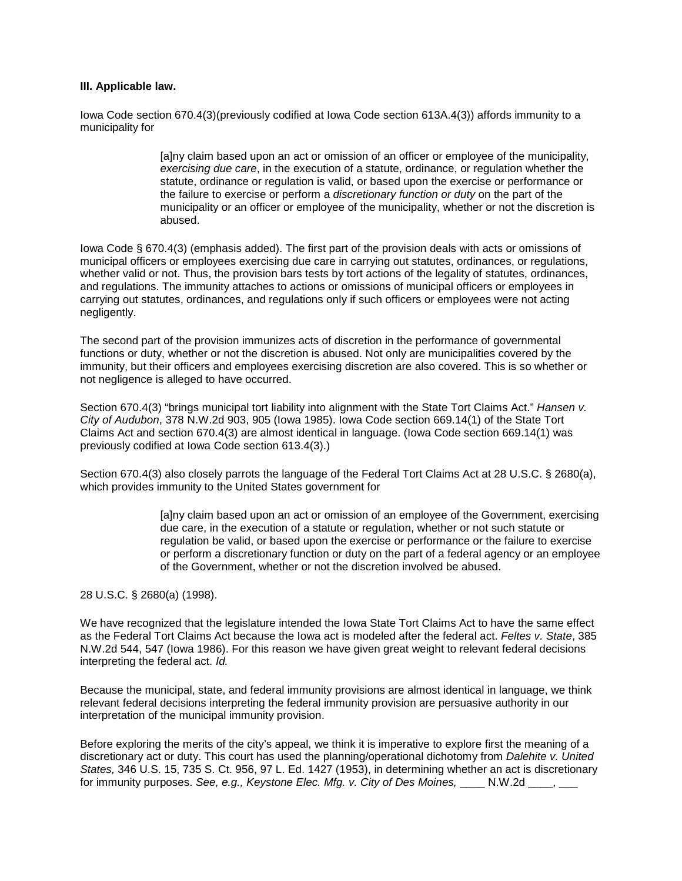**III. Applicable law.**

Iowa Code section 670.4(3)(previously codified at Iowa Code section 613A.4(3)) affords immunity to a municipality for

> [a]ny claim based upon an act or omission of an officer or employee of the municipality, *exercising due care*, in the execution of a statute, ordinance, or regulation whether the statute, ordinance or regulation is valid, or based upon the exercise or performance or the failure to exercise or perform a *discretionary function or duty* on the part of the municipality or an officer or employee of the municipality, whether or not the discretion is abused.

Iowa Code § 670.4(3) (emphasis added). The first part of the provision deals with acts or omissions of municipal officers or employees exercising due care in carrying out statutes, ordinances, or regulations, whether valid or not. Thus, the provision bars tests by tort actions of the legality of statutes, ordinances, and regulations. The immunity attaches to actions or omissions of municipal officers or employees in carrying out statutes, ordinances, and regulations only if such officers or employees were not acting negligently.

The second part of the provision immunizes acts of discretion in the performance of governmental functions or duty, whether or not the discretion is abused. Not only are municipalities covered by the immunity, but their officers and employees exercising discretion are also covered. This is so whether or not negligence is alleged to have occurred.

Section 670.4(3) "brings municipal tort liability into alignment with the State Tort Claims Act." *Hansen v. City of Audubon*, 378 N.W.2d 903, 905 (Iowa 1985). Iowa Code section 669.14(1) of the State Tort Claims Act and section 670.4(3) are almost identical in language. (Iowa Code section 669.14(1) was previously codified at Iowa Code section 613.4(3).)

Section 670.4(3) also closely parrots the language of the Federal Tort Claims Act at 28 U.S.C. § 2680(a), which provides immunity to the United States government for

> [a]ny claim based upon an act or omission of an employee of the Government, exercising due care, in the execution of a statute or regulation, whether or not such statute or regulation be valid, or based upon the exercise or performance or the failure to exercise or perform a discretionary function or duty on the part of a federal agency or an employee of the Government, whether or not the discretion involved be abused.

28 U.S.C. § 2680(a) (1998).

We have recognized that the legislature intended the Iowa State Tort Claims Act to have the same effect as the Federal Tort Claims Act because the Iowa act is modeled after the federal act. *Feltes v. State*, 385 N.W.2d 544, 547 (Iowa 1986). For this reason we have given great weight to relevant federal decisions interpreting the federal act. *Id.*

Because the municipal, state, and federal immunity provisions are almost identical in language, we think relevant federal decisions interpreting the federal immunity provision are persuasive authority in our interpretation of the municipal immunity provision.

Before exploring the merits of the city's appeal, we think it is imperative to explore first the meaning of a discretionary act or duty. This court has used the planning/operational dichotomy from *Dalehite v. United States,* 346 U.S. 15, 735 S. Ct. 956, 97 L. Ed. 1427 (1953), in determining whether an act is discretionary for immunity purposes. *See, e.g., Keystone Elec. Mfg. v. City of Des Moines,* ____ N.W.2d ____, ___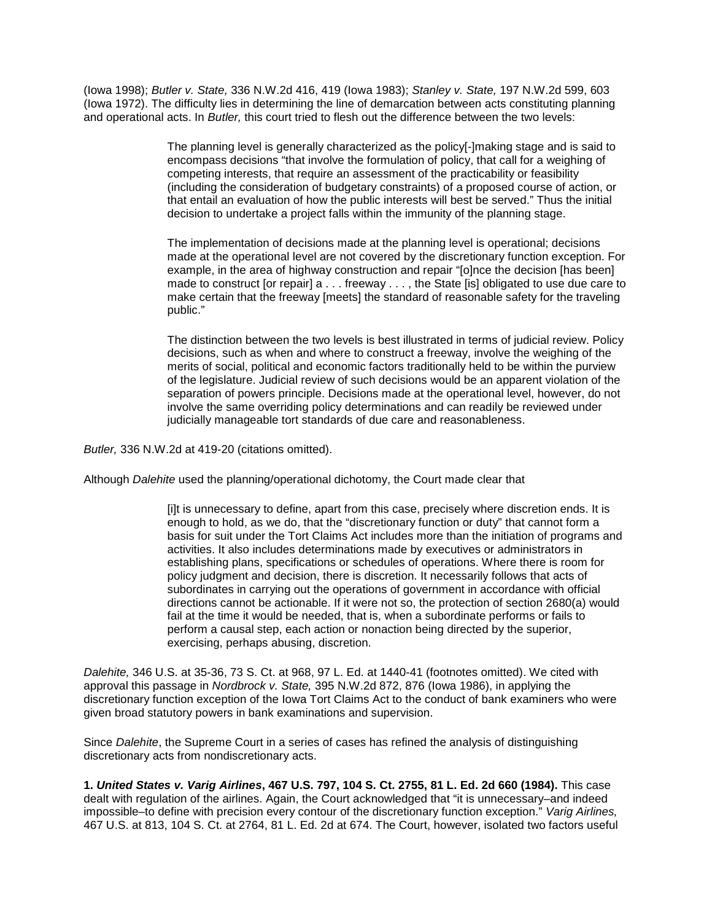(Iowa 1998); *Butler v. State,* 336 N.W.2d 416, 419 (Iowa 1983); *Stanley v. State,* 197 N.W.2d 599, 603 (Iowa 1972). The difficulty lies in determining the line of demarcation between acts constituting planning and operational acts. In *Butler,* this court tried to flesh out the difference between the two levels:

> The planning level is generally characterized as the policy[-]making stage and is said to encompass decisions "that involve the formulation of policy, that call for a weighing of competing interests, that require an assessment of the practicability or feasibility (including the consideration of budgetary constraints) of a proposed course of action, or that entail an evaluation of how the public interests will best be served." Thus the initial decision to undertake a project falls within the immunity of the planning stage.
>
> The implementation of decisions made at the planning level is operational; decisions made at the operational level are not covered by the discretionary function exception. For example, in the area of highway construction and repair "[o]nce the decision [has been] made to construct [or repair] a . . . freeway . . . , the State [is] obligated to use due care to make certain that the freeway [meets] the standard of reasonable safety for the traveling public."
>
> The distinction between the two levels is best illustrated in terms of judicial review. Policy decisions, such as when and where to construct a freeway, involve the weighing of the merits of social, political and economic factors traditionally held to be within the purview of the legislature. Judicial review of such decisions would be an apparent violation of the separation of powers principle. Decisions made at the operational level, however, do not involve the same overriding policy determinations and can readily be reviewed under judicially manageable tort standards of due care and reasonableness.

*Butler,* 336 N.W.2d at 419-20 (citations omitted).

Although *Dalehite* used the planning/operational dichotomy, the Court made clear that

> [i]t is unnecessary to define, apart from this case, precisely where discretion ends. It is enough to hold, as we do, that the "discretionary function or duty" that cannot form a basis for suit under the Tort Claims Act includes more than the initiation of programs and activities. It also includes determinations made by executives or administrators in establishing plans, specifications or schedules of operations. Where there is room for policy judgment and decision, there is discretion. It necessarily follows that acts of subordinates in carrying out the operations of government in accordance with official directions cannot be actionable. If it were not so, the protection of section 2680(a) would fail at the time it would be needed, that is, when a subordinate performs or fails to perform a causal step, each action or nonaction being directed by the superior, exercising, perhaps abusing, discretion.

*Dalehite,* 346 U.S. at 35-36, 73 S. Ct. at 968, 97 L. Ed. at 1440-41 (footnotes omitted). We cited with approval this passage in *Nordbrock v. State,* 395 N.W.2d 872, 876 (Iowa 1986), in applying the discretionary function exception of the Iowa Tort Claims Act to the conduct of bank examiners who were given broad statutory powers in bank examinations and supervision.

Since *Dalehite*, the Supreme Court in a series of cases has refined the analysis of distinguishing discretionary acts from nondiscretionary acts.

**1. *United States v. Varig Airlines*, 467 U.S. 797, 104 S. Ct. 2755, 81 L. Ed. 2d 660 (1984).** This case dealt with regulation of the airlines. Again, the Court acknowledged that "it is unnecessary–and indeed impossible–to define with precision every contour of the discretionary function exception." *Varig Airlines,* 467 U.S. at 813, 104 S. Ct. at 2764, 81 L. Ed. 2d at 674. The Court, however, isolated two factors useful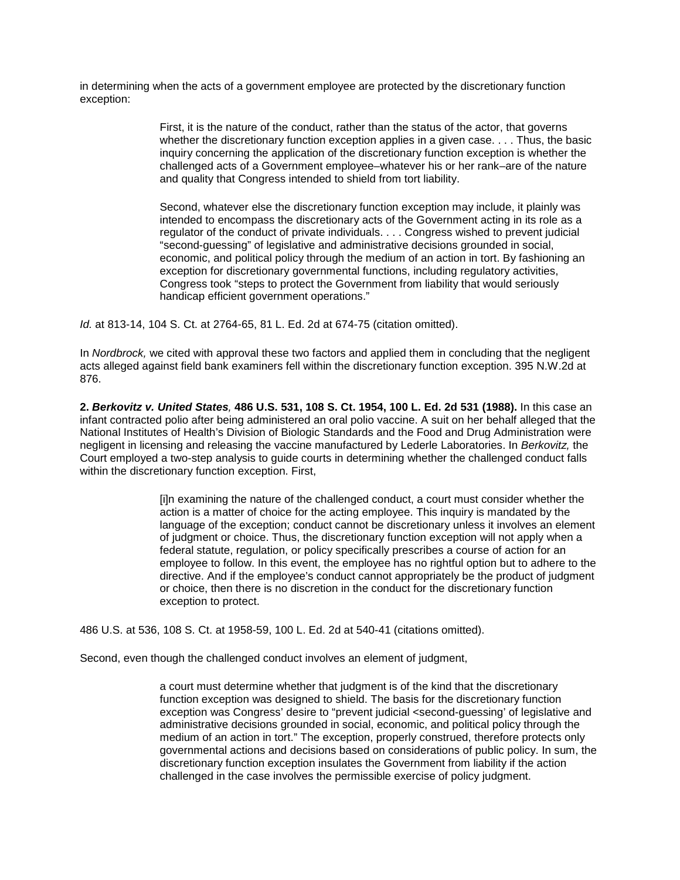in determining when the acts of a government employee are protected by the discretionary function exception:

> First, it is the nature of the conduct, rather than the status of the actor, that governs whether the discretionary function exception applies in a given case. . . . Thus, the basic inquiry concerning the application of the discretionary function exception is whether the challenged acts of a Government employee–whatever his or her rank–are of the nature and quality that Congress intended to shield from tort liability.
>
> Second, whatever else the discretionary function exception may include, it plainly was intended to encompass the discretionary acts of the Government acting in its role as a regulator of the conduct of private individuals. . . . Congress wished to prevent judicial "second-guessing" of legislative and administrative decisions grounded in social, economic, and political policy through the medium of an action in tort. By fashioning an exception for discretionary governmental functions, including regulatory activities, Congress took "steps to protect the Government from liability that would seriously handicap efficient government operations."

*Id.* at 813-14, 104 S. Ct. at 2764-65, 81 L. Ed. 2d at 674-75 (citation omitted).

In *Nordbrock,* we cited with approval these two factors and applied them in concluding that the negligent acts alleged against field bank examiners fell within the discretionary function exception. 395 N.W.2d at 876.

**2. *Berkovitz v. United States,* 486 U.S. 531, 108 S. Ct. 1954, 100 L. Ed. 2d 531 (1988).** In this case an infant contracted polio after being administered an oral polio vaccine. A suit on her behalf alleged that the National Institutes of Health's Division of Biologic Standards and the Food and Drug Administration were negligent in licensing and releasing the vaccine manufactured by Lederle Laboratories. In *Berkovitz,* the Court employed a two-step analysis to guide courts in determining whether the challenged conduct falls within the discretionary function exception. First,

> [i]n examining the nature of the challenged conduct, a court must consider whether the action is a matter of choice for the acting employee. This inquiry is mandated by the language of the exception; conduct cannot be discretionary unless it involves an element of judgment or choice. Thus, the discretionary function exception will not apply when a federal statute, regulation, or policy specifically prescribes a course of action for an employee to follow. In this event, the employee has no rightful option but to adhere to the directive. And if the employee's conduct cannot appropriately be the product of judgment or choice, then there is no discretion in the conduct for the discretionary function exception to protect.

486 U.S. at 536, 108 S. Ct. at 1958-59, 100 L. Ed. 2d at 540-41 (citations omitted).

Second, even though the challenged conduct involves an element of judgment,

> a court must determine whether that judgment is of the kind that the discretionary function exception was designed to shield. The basis for the discretionary function exception was Congress' desire to "prevent judicial <second-guessing' of legislative and administrative decisions grounded in social, economic, and political policy through the medium of an action in tort." The exception, properly construed, therefore protects only governmental actions and decisions based on considerations of public policy. In sum, the discretionary function exception insulates the Government from liability if the action challenged in the case involves the permissible exercise of policy judgment.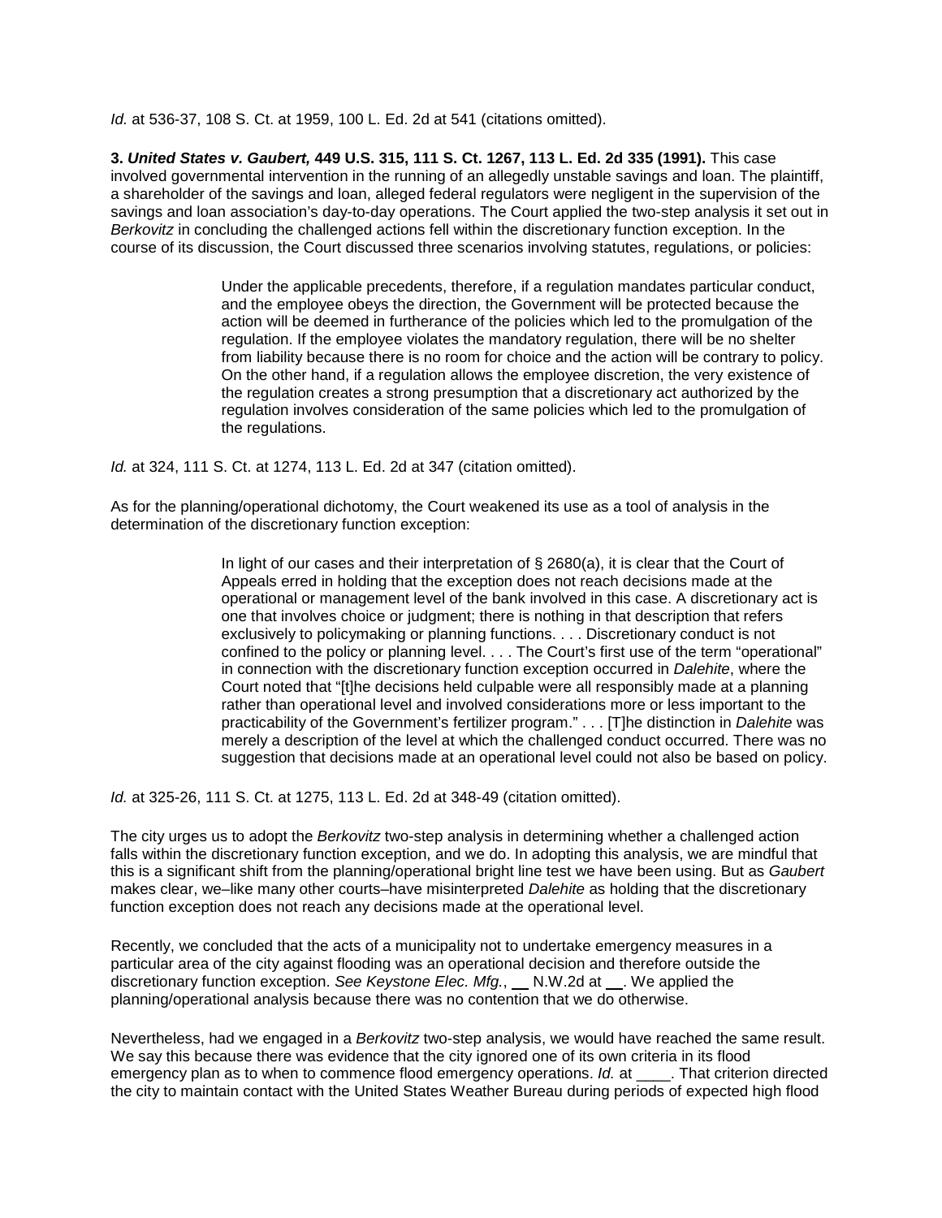*Id.* at 536-37, 108 S. Ct. at 1959, 100 L. Ed. 2d at 541 (citations omitted).

**3. *United States v. Gaubert,* 449 U.S. 315, 111 S. Ct. 1267, 113 L. Ed. 2d 335 (1991).** This case involved governmental intervention in the running of an allegedly unstable savings and loan. The plaintiff, a shareholder of the savings and loan, alleged federal regulators were negligent in the supervision of the savings and loan association's day-to-day operations. The Court applied the two-step analysis it set out in *Berkovitz* in concluding the challenged actions fell within the discretionary function exception. In the course of its discussion, the Court discussed three scenarios involving statutes, regulations, or policies:

> Under the applicable precedents, therefore, if a regulation mandates particular conduct, and the employee obeys the direction, the Government will be protected because the action will be deemed in furtherance of the policies which led to the promulgation of the regulation. If the employee violates the mandatory regulation, there will be no shelter from liability because there is no room for choice and the action will be contrary to policy. On the other hand, if a regulation allows the employee discretion, the very existence of the regulation creates a strong presumption that a discretionary act authorized by the regulation involves consideration of the same policies which led to the promulgation of the regulations.

*Id.* at 324, 111 S. Ct. at 1274, 113 L. Ed. 2d at 347 (citation omitted).

As for the planning/operational dichotomy, the Court weakened its use as a tool of analysis in the determination of the discretionary function exception:

> In light of our cases and their interpretation of § 2680(a), it is clear that the Court of Appeals erred in holding that the exception does not reach decisions made at the operational or management level of the bank involved in this case. A discretionary act is one that involves choice or judgment; there is nothing in that description that refers exclusively to policymaking or planning functions. . . . Discretionary conduct is not confined to the policy or planning level. . . . The Court's first use of the term "operational" in connection with the discretionary function exception occurred in *Dalehite*, where the Court noted that "[t]he decisions held culpable were all responsibly made at a planning rather than operational level and involved considerations more or less important to the practicability of the Government's fertilizer program." . . . [T]he distinction in *Dalehite* was merely a description of the level at which the challenged conduct occurred. There was no suggestion that decisions made at an operational level could not also be based on policy.

*Id.* at 325-26, 111 S. Ct. at 1275, 113 L. Ed. 2d at 348-49 (citation omitted).

The city urges us to adopt the *Berkovitz* two-step analysis in determining whether a challenged action falls within the discretionary function exception, and we do. In adopting this analysis, we are mindful that this is a significant shift from the planning/operational bright line test we have been using. But as *Gaubert* makes clear, we–like many other courts–have misinterpreted *Dalehite* as holding that the discretionary function exception does not reach any decisions made at the operational level.

Recently, we concluded that the acts of a municipality not to undertake emergency measures in a particular area of the city against flooding was an operational decision and therefore outside the discretionary function exception. *See Keystone Elec. Mfg.*, __ N.W.2d at __. We applied the planning/operational analysis because there was no contention that we do otherwise.

Nevertheless, had we engaged in a *Berkovitz* two-step analysis, we would have reached the same result. We say this because there was evidence that the city ignored one of its own criteria in its flood emergency plan as to when to commence flood emergency operations. *Id.* at ____. That criterion directed the city to maintain contact with the United States Weather Bureau during periods of expected high flood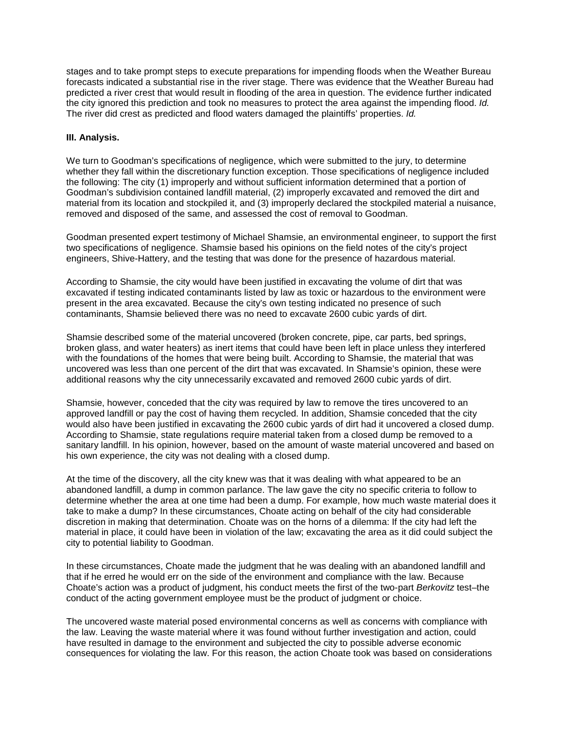stages and to take prompt steps to execute preparations for impending floods when the Weather Bureau forecasts indicated a substantial rise in the river stage. There was evidence that the Weather Bureau had predicted a river crest that would result in flooding of the area in question. The evidence further indicated the city ignored this prediction and took no measures to protect the area against the impending flood. *Id.* The river did crest as predicted and flood waters damaged the plaintiffs' properties. *Id.*

**III. Analysis.**

We turn to Goodman's specifications of negligence, which were submitted to the jury, to determine whether they fall within the discretionary function exception. Those specifications of negligence included the following: The city (1) improperly and without sufficient information determined that a portion of Goodman's subdivision contained landfill material, (2) improperly excavated and removed the dirt and material from its location and stockpiled it, and (3) improperly declared the stockpiled material a nuisance, removed and disposed of the same, and assessed the cost of removal to Goodman.

Goodman presented expert testimony of Michael Shamsie, an environmental engineer, to support the first two specifications of negligence. Shamsie based his opinions on the field notes of the city's project engineers, Shive-Hattery, and the testing that was done for the presence of hazardous material.

According to Shamsie, the city would have been justified in excavating the volume of dirt that was excavated if testing indicated contaminants listed by law as toxic or hazardous to the environment were present in the area excavated. Because the city's own testing indicated no presence of such contaminants, Shamsie believed there was no need to excavate 2600 cubic yards of dirt.

Shamsie described some of the material uncovered (broken concrete, pipe, car parts, bed springs, broken glass, and water heaters) as inert items that could have been left in place unless they interfered with the foundations of the homes that were being built. According to Shamsie, the material that was uncovered was less than one percent of the dirt that was excavated. In Shamsie's opinion, these were additional reasons why the city unnecessarily excavated and removed 2600 cubic yards of dirt.

Shamsie, however, conceded that the city was required by law to remove the tires uncovered to an approved landfill or pay the cost of having them recycled. In addition, Shamsie conceded that the city would also have been justified in excavating the 2600 cubic yards of dirt had it uncovered a closed dump. According to Shamsie, state regulations require material taken from a closed dump be removed to a sanitary landfill. In his opinion, however, based on the amount of waste material uncovered and based on his own experience, the city was not dealing with a closed dump.

At the time of the discovery, all the city knew was that it was dealing with what appeared to be an abandoned landfill, a dump in common parlance. The law gave the city no specific criteria to follow to determine whether the area at one time had been a dump. For example, how much waste material does it take to make a dump? In these circumstances, Choate acting on behalf of the city had considerable discretion in making that determination. Choate was on the horns of a dilemma: If the city had left the material in place, it could have been in violation of the law; excavating the area as it did could subject the city to potential liability to Goodman.

In these circumstances, Choate made the judgment that he was dealing with an abandoned landfill and that if he erred he would err on the side of the environment and compliance with the law. Because Choate's action was a product of judgment, his conduct meets the first of the two-part *Berkovitz* test–the conduct of the acting government employee must be the product of judgment or choice.

The uncovered waste material posed environmental concerns as well as concerns with compliance with the law. Leaving the waste material where it was found without further investigation and action, could have resulted in damage to the environment and subjected the city to possible adverse economic consequences for violating the law. For this reason, the action Choate took was based on considerations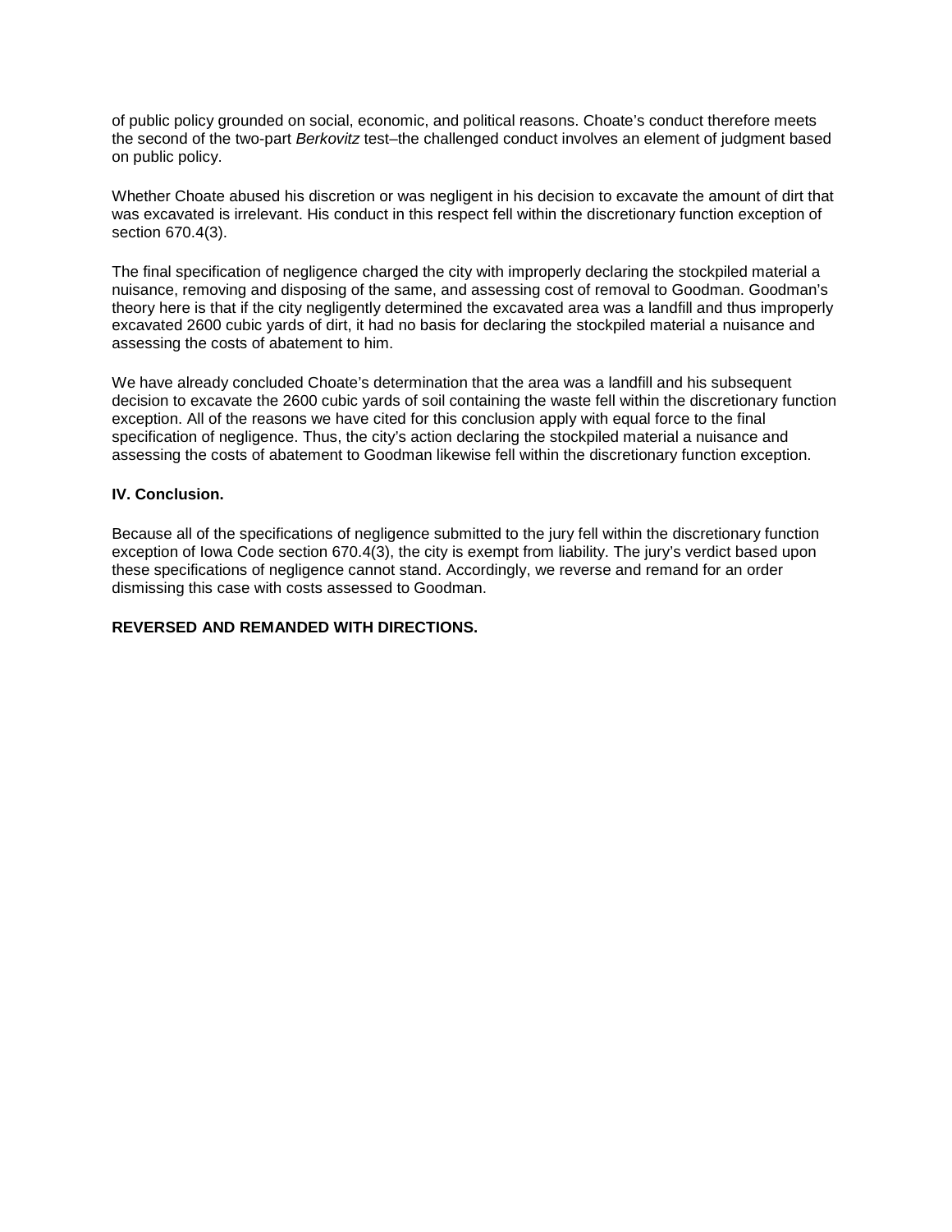of public policy grounded on social, economic, and political reasons. Choate's conduct therefore meets the second of the two-part *Berkovitz* test–the challenged conduct involves an element of judgment based on public policy.

Whether Choate abused his discretion or was negligent in his decision to excavate the amount of dirt that was excavated is irrelevant. His conduct in this respect fell within the discretionary function exception of section 670.4(3).

The final specification of negligence charged the city with improperly declaring the stockpiled material a nuisance, removing and disposing of the same, and assessing cost of removal to Goodman. Goodman's theory here is that if the city negligently determined the excavated area was a landfill and thus improperly excavated 2600 cubic yards of dirt, it had no basis for declaring the stockpiled material a nuisance and assessing the costs of abatement to him.

We have already concluded Choate's determination that the area was a landfill and his subsequent decision to excavate the 2600 cubic yards of soil containing the waste fell within the discretionary function exception. All of the reasons we have cited for this conclusion apply with equal force to the final specification of negligence. Thus, the city's action declaring the stockpiled material a nuisance and assessing the costs of abatement to Goodman likewise fell within the discretionary function exception.

**IV. Conclusion.**

Because all of the specifications of negligence submitted to the jury fell within the discretionary function exception of Iowa Code section 670.4(3), the city is exempt from liability. The jury's verdict based upon these specifications of negligence cannot stand. Accordingly, we reverse and remand for an order dismissing this case with costs assessed to Goodman.

**REVERSED AND REMANDED WITH DIRECTIONS.**